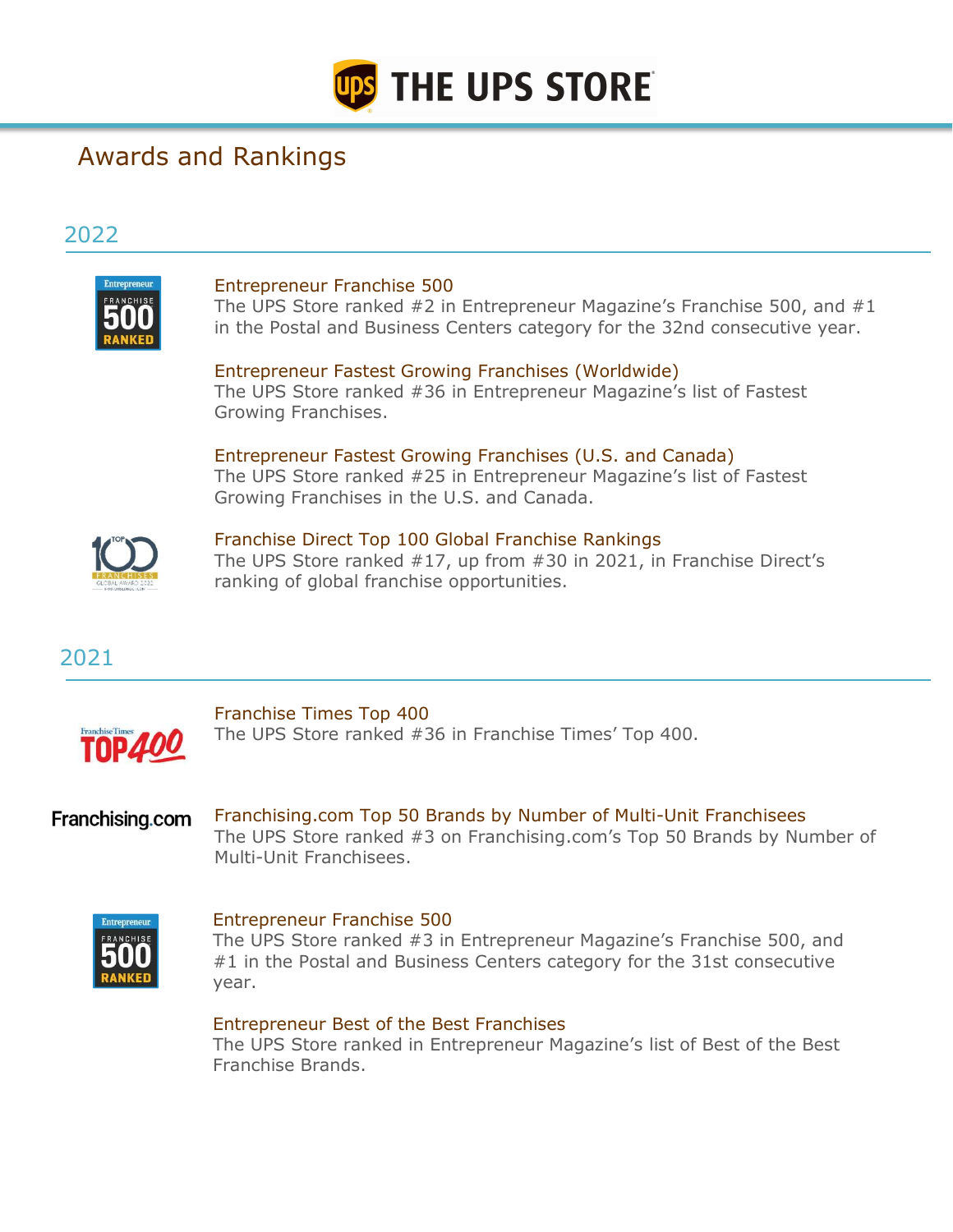# THE UPS STORE

## Awards and Rankings

### 2022

**Entrepreneur Franchise 500**
The UPS Store ranked #2 in Entrepreneur Magazine's Franchise 500, and #1 in the Postal and Business Centers category for the 32nd consecutive year.

**Entrepreneur Fastest Growing Franchises (Worldwide)**
The UPS Store ranked #36 in Entrepreneur Magazine's list of Fastest Growing Franchises.

**Entrepreneur Fastest Growing Franchises (U.S. and Canada)**
The UPS Store ranked #25 in Entrepreneur Magazine's list of Fastest Growing Franchises in the U.S. and Canada.

**Franchise Direct Top 100 Global Franchise Rankings**
The UPS Store ranked #17, up from #30 in 2021, in Franchise Direct's ranking of global franchise opportunities.

### 2021

**Franchise Times Top 400**
The UPS Store ranked #36 in Franchise Times' Top 400.

**Franchising.com Top 50 Brands by Number of Multi-Unit Franchisees**
The UPS Store ranked #3 on Franchising.com's Top 50 Brands by Number of Multi-Unit Franchisees.

**Entrepreneur Franchise 500**
The UPS Store ranked #3 in Entrepreneur Magazine's Franchise 500, and #1 in the Postal and Business Centers category for the 31st consecutive year.

**Entrepreneur Best of the Best Franchises**
The UPS Store ranked in Entrepreneur Magazine's list of Best of the Best Franchise Brands.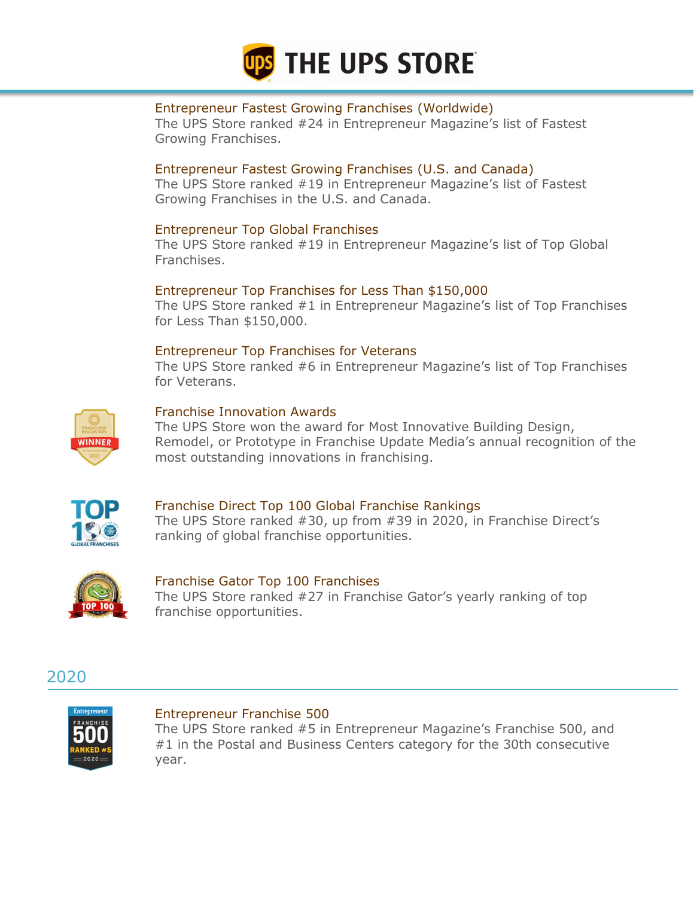### Entrepreneur Fastest Growing Franchises (Worldwide)

The UPS Store ranked #24 in Entrepreneur Magazine's list of Fastest Growing Franchises.

### Entrepreneur Fastest Growing Franchises (U.S. and Canada)

The UPS Store ranked #19 in Entrepreneur Magazine's list of Fastest Growing Franchises in the U.S. and Canada.

### Entrepreneur Top Global Franchises

The UPS Store ranked #19 in Entrepreneur Magazine's list of Top Global Franchises.

### Entrepreneur Top Franchises for Less Than $150,000

The UPS Store ranked #1 in Entrepreneur Magazine's list of Top Franchises for Less Than $150,000.

### Entrepreneur Top Franchises for Veterans

The UPS Store ranked #6 in Entrepreneur Magazine's list of Top Franchises for Veterans.

### Franchise Innovation Awards

The UPS Store won the award for Most Innovative Building Design, Remodel, or Prototype in Franchise Update Media's annual recognition of the most outstanding innovations in franchising.

### Franchise Direct Top 100 Global Franchise Rankings

The UPS Store ranked #30, up from #39 in 2020, in Franchise Direct's ranking of global franchise opportunities.

### Franchise Gator Top 100 Franchises

The UPS Store ranked #27 in Franchise Gator's yearly ranking of top franchise opportunities.

## 2020

### Entrepreneur Franchise 500

The UPS Store ranked #5 in Entrepreneur Magazine's Franchise 500, and #1 in the Postal and Business Centers category for the 30th consecutive year.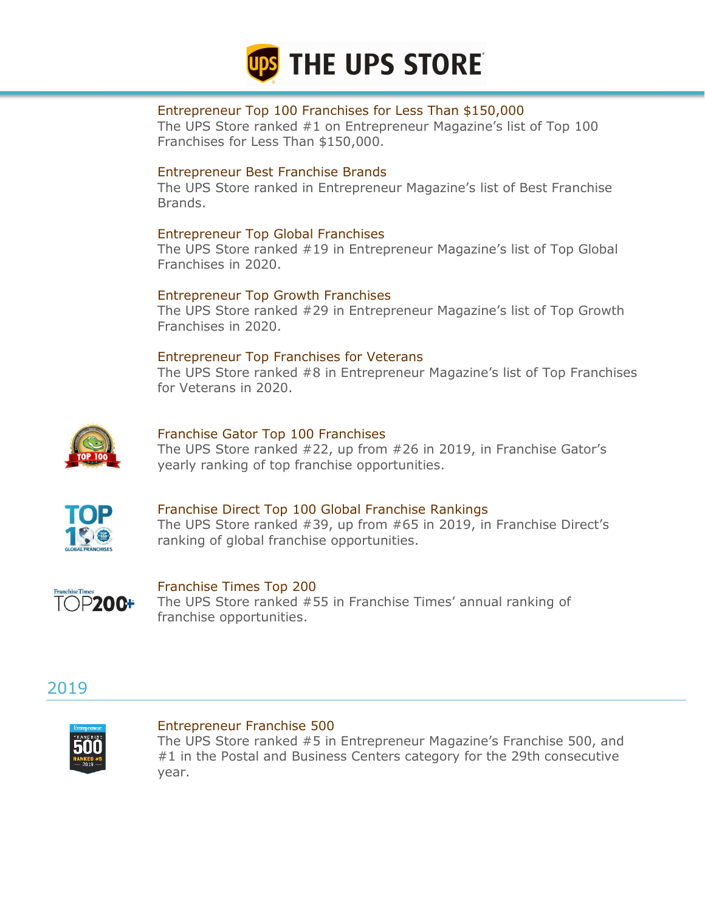### Entrepreneur Top 100 Franchises for Less Than $150,000

The UPS Store ranked #1 on Entrepreneur Magazine's list of Top 100 Franchises for Less Than $150,000.

### Entrepreneur Best Franchise Brands

The UPS Store ranked in Entrepreneur Magazine's list of Best Franchise Brands.

### Entrepreneur Top Global Franchises

The UPS Store ranked #19 in Entrepreneur Magazine's list of Top Global Franchises in 2020.

### Entrepreneur Top Growth Franchises

The UPS Store ranked #29 in Entrepreneur Magazine's list of Top Growth Franchises in 2020.

### Entrepreneur Top Franchises for Veterans

The UPS Store ranked #8 in Entrepreneur Magazine's list of Top Franchises for Veterans in 2020.

### Franchise Gator Top 100 Franchises

The UPS Store ranked #22, up from #26 in 2019, in Franchise Gator's yearly ranking of top franchise opportunities.

### Franchise Direct Top 100 Global Franchise Rankings

The UPS Store ranked #39, up from #65 in 2019, in Franchise Direct's ranking of global franchise opportunities.

### Franchise Times Top 200

The UPS Store ranked #55 in Franchise Times' annual ranking of franchise opportunities.

## 2019

### Entrepreneur Franchise 500

The UPS Store ranked #5 in Entrepreneur Magazine's Franchise 500, and #1 in the Postal and Business Centers category for the 29th consecutive year.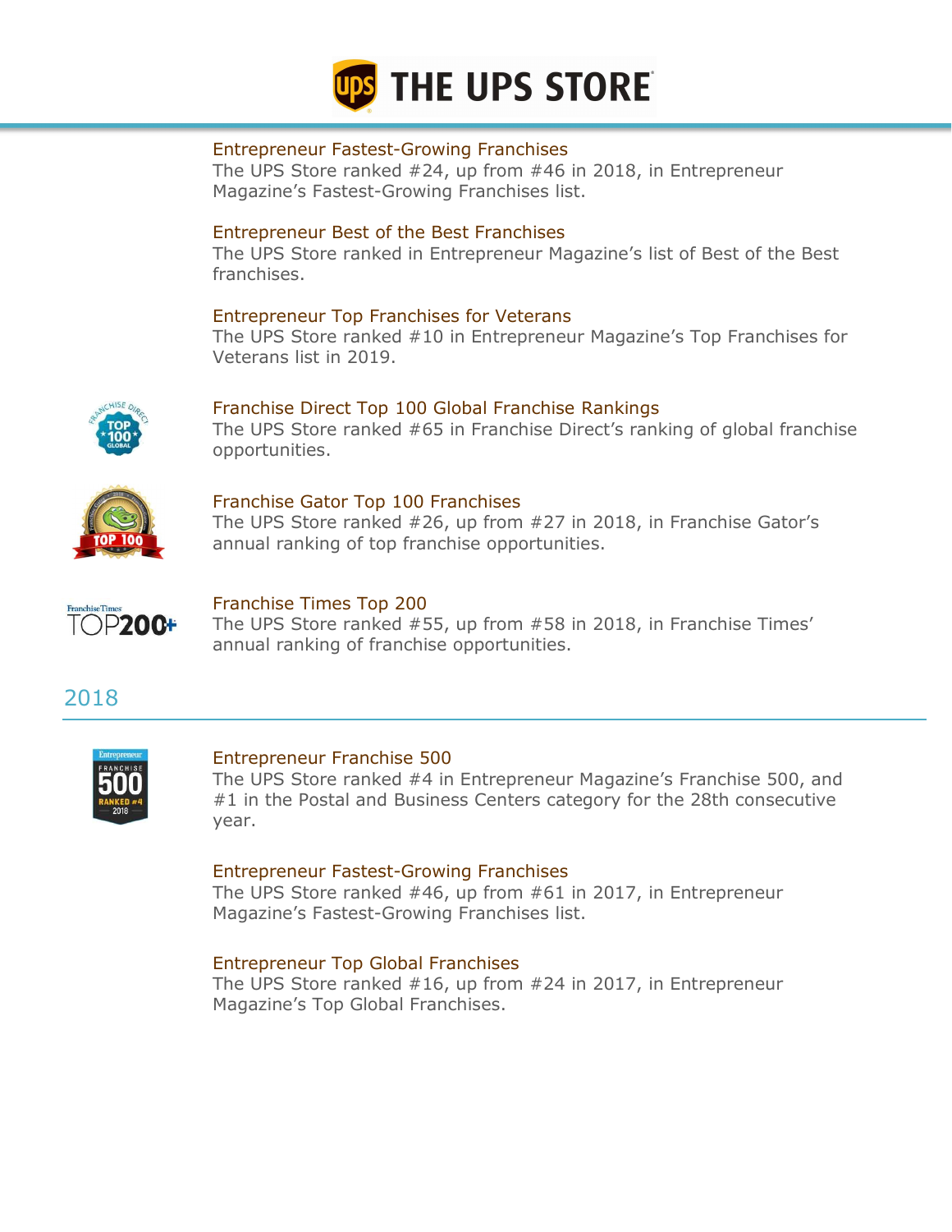### Entrepreneur Fastest-Growing Franchises

The UPS Store ranked #24, up from #46 in 2018, in Entrepreneur Magazine's Fastest-Growing Franchises list.

### Entrepreneur Best of the Best Franchises

The UPS Store ranked in Entrepreneur Magazine's list of Best of the Best franchises.

### Entrepreneur Top Franchises for Veterans

The UPS Store ranked #10 in Entrepreneur Magazine's Top Franchises for Veterans list in 2019.

### Franchise Direct Top 100 Global Franchise Rankings

The UPS Store ranked #65 in Franchise Direct's ranking of global franchise opportunities.

### Franchise Gator Top 100 Franchises

The UPS Store ranked #26, up from #27 in 2018, in Franchise Gator's annual ranking of top franchise opportunities.

### Franchise Times Top 200

The UPS Store ranked #55, up from #58 in 2018, in Franchise Times' annual ranking of franchise opportunities.

## 2018

### Entrepreneur Franchise 500

The UPS Store ranked #4 in Entrepreneur Magazine's Franchise 500, and #1 in the Postal and Business Centers category for the 28th consecutive year.

### Entrepreneur Fastest-Growing Franchises

The UPS Store ranked #46, up from #61 in 2017, in Entrepreneur Magazine's Fastest-Growing Franchises list.

### Entrepreneur Top Global Franchises

The UPS Store ranked #16, up from #24 in 2017, in Entrepreneur Magazine's Top Global Franchises.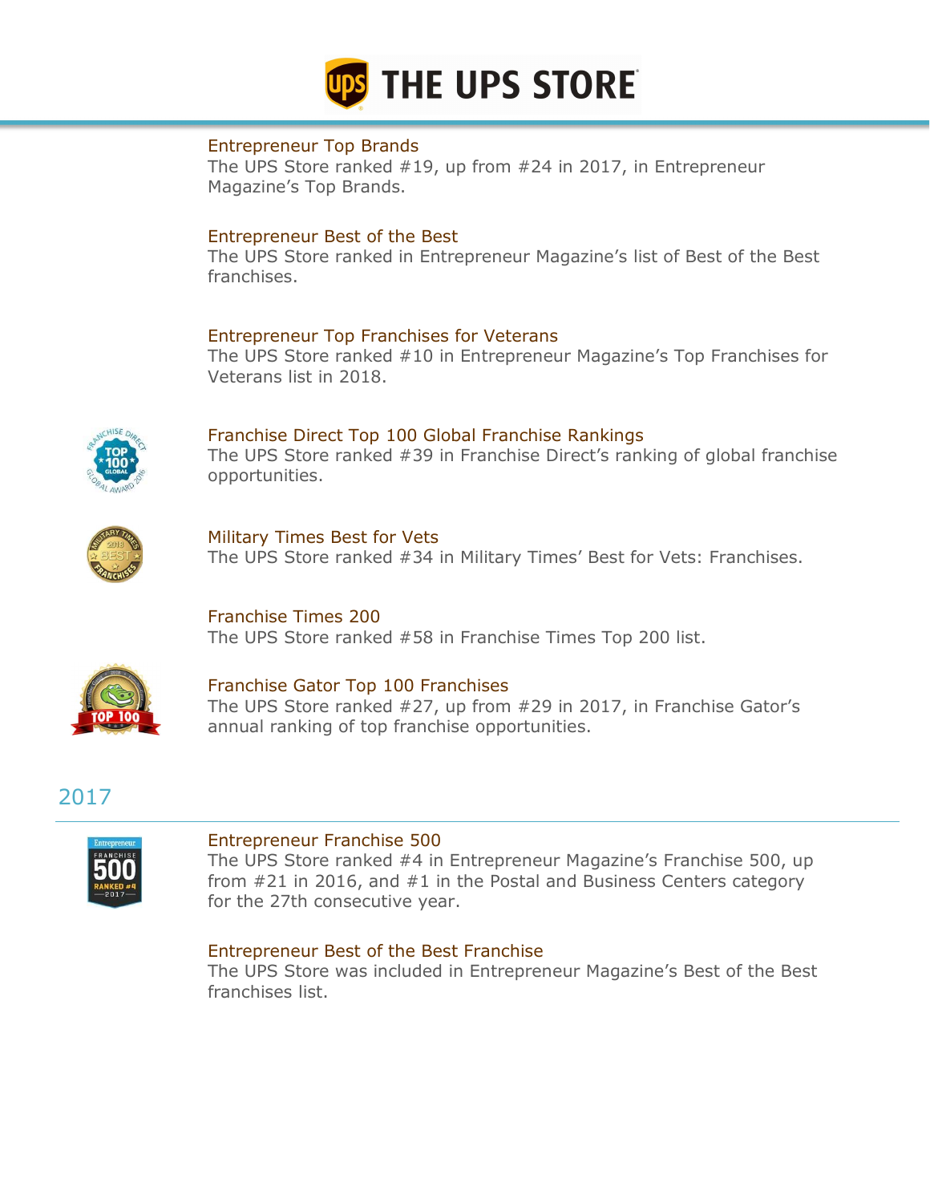### Entrepreneur Top Brands

The UPS Store ranked #19, up from #24 in 2017, in Entrepreneur Magazine's Top Brands.

### Entrepreneur Best of the Best

The UPS Store ranked in Entrepreneur Magazine's list of Best of the Best franchises.

### Entrepreneur Top Franchises for Veterans

The UPS Store ranked #10 in Entrepreneur Magazine's Top Franchises for Veterans list in 2018.

### Franchise Direct Top 100 Global Franchise Rankings

The UPS Store ranked #39 in Franchise Direct's ranking of global franchise opportunities.

### Military Times Best for Vets

The UPS Store ranked #34 in Military Times' Best for Vets: Franchises.

### Franchise Times 200

The UPS Store ranked #58 in Franchise Times Top 200 list.

### Franchise Gator Top 100 Franchises

The UPS Store ranked #27, up from #29 in 2017, in Franchise Gator's annual ranking of top franchise opportunities.

## 2017

### Entrepreneur Franchise 500

The UPS Store ranked #4 in Entrepreneur Magazine's Franchise 500, up from #21 in 2016, and #1 in the Postal and Business Centers category for the 27th consecutive year.

### Entrepreneur Best of the Best Franchise

The UPS Store was included in Entrepreneur Magazine's Best of the Best franchises list.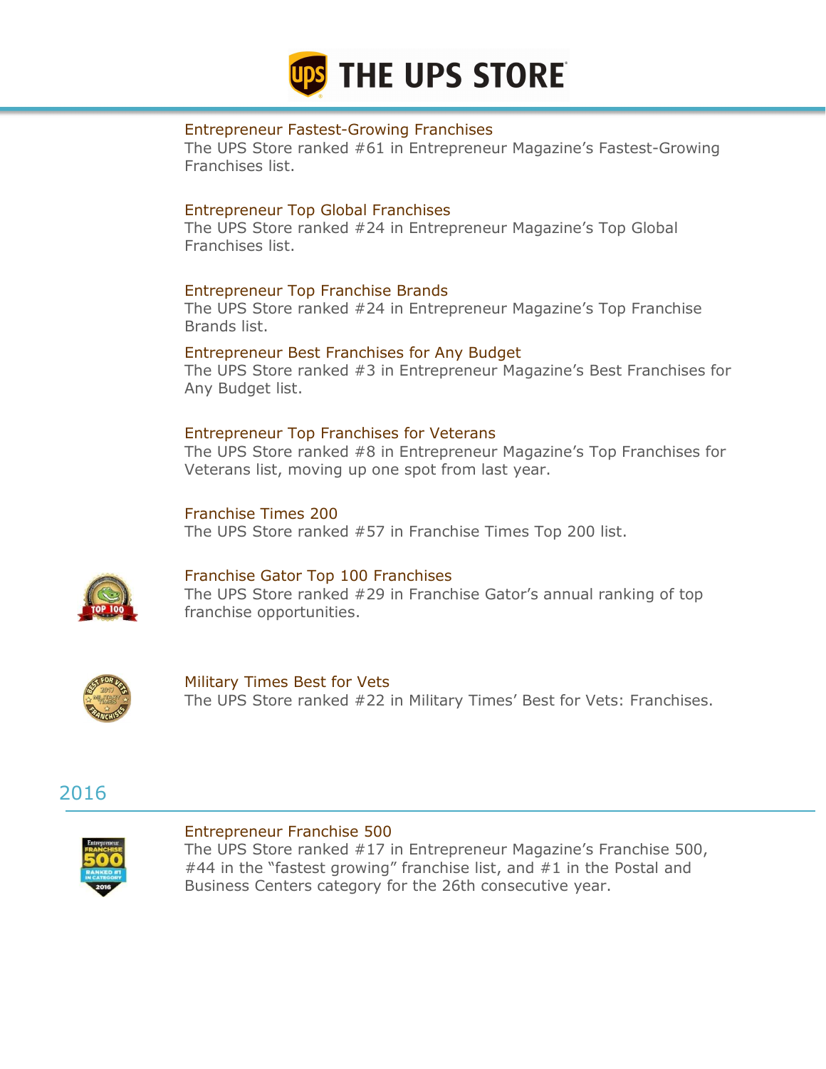### Entrepreneur Fastest-Growing Franchises

The UPS Store ranked #61 in Entrepreneur Magazine's Fastest-Growing Franchises list.

### Entrepreneur Top Global Franchises

The UPS Store ranked #24 in Entrepreneur Magazine's Top Global Franchises list.

### Entrepreneur Top Franchise Brands

The UPS Store ranked #24 in Entrepreneur Magazine's Top Franchise Brands list.

### Entrepreneur Best Franchises for Any Budget

The UPS Store ranked #3 in Entrepreneur Magazine's Best Franchises for Any Budget list.

### Entrepreneur Top Franchises for Veterans

The UPS Store ranked #8 in Entrepreneur Magazine's Top Franchises for Veterans list, moving up one spot from last year.

### Franchise Times 200

The UPS Store ranked #57 in Franchise Times Top 200 list.

### Franchise Gator Top 100 Franchises

The UPS Store ranked #29 in Franchise Gator's annual ranking of top franchise opportunities.

### Military Times Best for Vets

The UPS Store ranked #22 in Military Times' Best for Vets: Franchises.

## 2016

### Entrepreneur Franchise 500

The UPS Store ranked #17 in Entrepreneur Magazine's Franchise 500, #44 in the "fastest growing" franchise list, and #1 in the Postal and Business Centers category for the 26th consecutive year.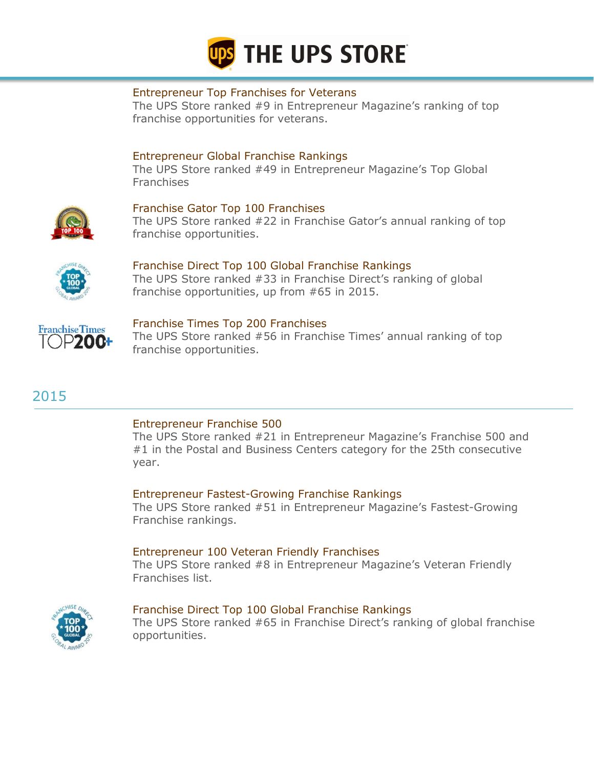### Entrepreneur Top Franchises for Veterans

The UPS Store ranked #9 in Entrepreneur Magazine's ranking of top franchise opportunities for veterans.

### Entrepreneur Global Franchise Rankings

The UPS Store ranked #49 in Entrepreneur Magazine's Top Global Franchises

### Franchise Gator Top 100 Franchises

The UPS Store ranked #22 in Franchise Gator's annual ranking of top franchise opportunities.

### Franchise Direct Top 100 Global Franchise Rankings

The UPS Store ranked #33 in Franchise Direct's ranking of global franchise opportunities, up from #65 in 2015.

### Franchise Times Top 200 Franchises

The UPS Store ranked #56 in Franchise Times' annual ranking of top franchise opportunities.

## 2015

### Entrepreneur Franchise 500

The UPS Store ranked #21 in Entrepreneur Magazine's Franchise 500 and #1 in the Postal and Business Centers category for the 25th consecutive year.

### Entrepreneur Fastest-Growing Franchise Rankings

The UPS Store ranked #51 in Entrepreneur Magazine's Fastest-Growing Franchise rankings.

### Entrepreneur 100 Veteran Friendly Franchises

The UPS Store ranked #8 in Entrepreneur Magazine's Veteran Friendly Franchises list.

### Franchise Direct Top 100 Global Franchise Rankings

The UPS Store ranked #65 in Franchise Direct's ranking of global franchise opportunities.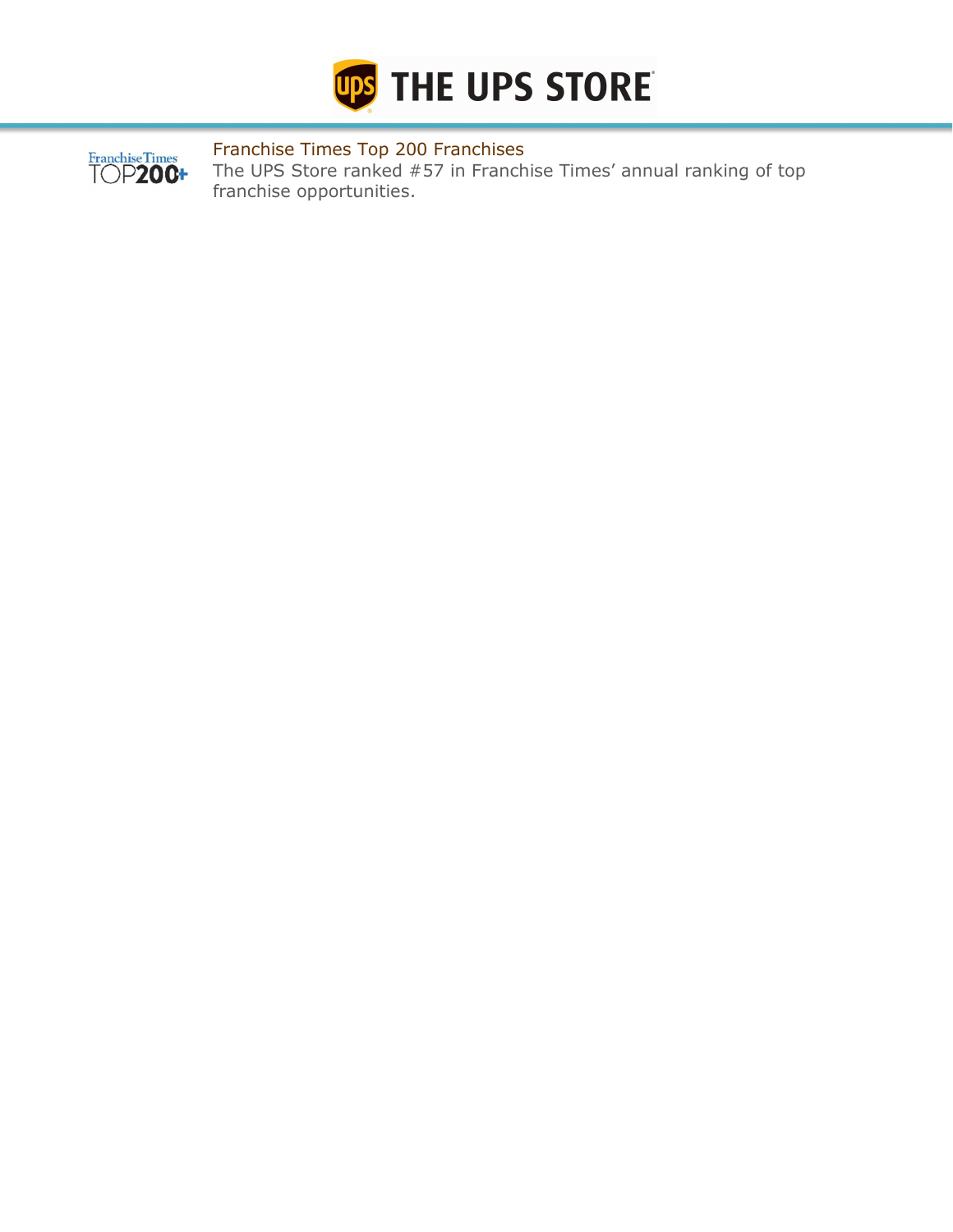### Franchise Times Top 200 Franchises

The UPS Store ranked #57 in Franchise Times' annual ranking of top franchise opportunities.